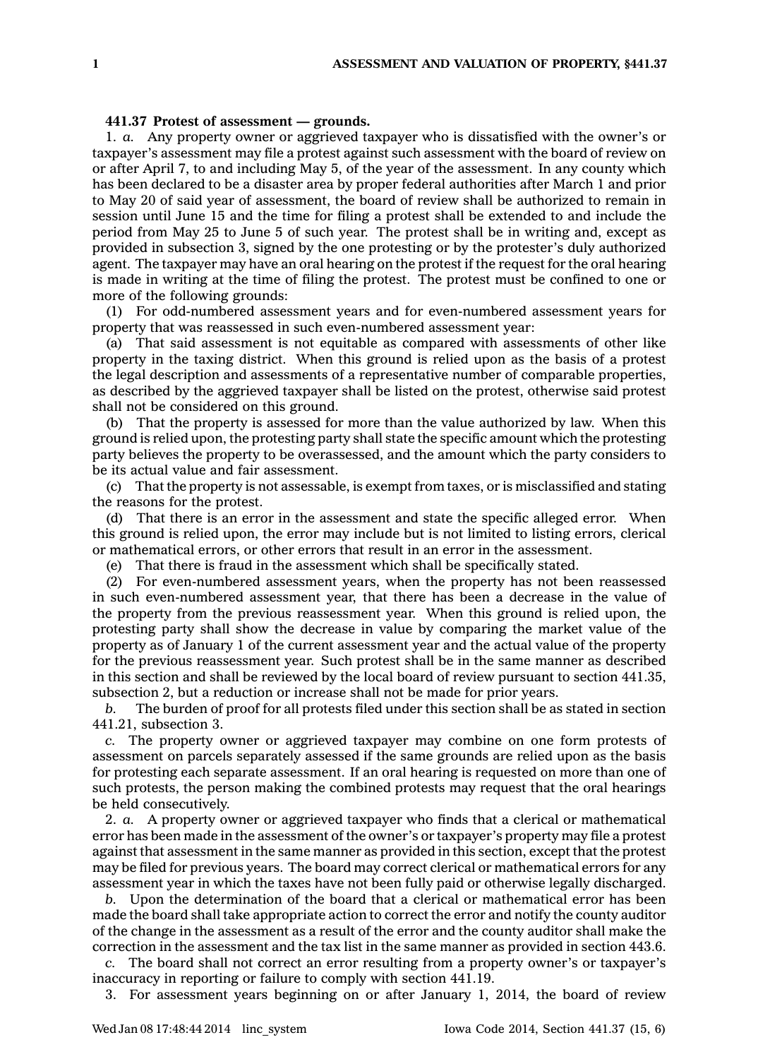**441.37 Protest of assessment — grounds.**

1. *a.* Any property owner or aggrieved taxpayer who is dissatisfied with the owner's or taxpayer's assessment may file a protest against such assessment with the board of review on or after April 7, to and including May 5, of the year of the assessment. In any county which has been declared to be a disaster area by proper federal authorities after March 1 and prior to May 20 of said year of assessment, the board of review shall be authorized to remain in session until June 15 and the time for filing a protest shall be extended to and include the period from May 25 to June 5 of such year. The protest shall be in writing and, except as provided in subsection 3, signed by the one protesting or by the protester's duly authorized agent. The taxpayer may have an oral hearing on the protest if the request for the oral hearing is made in writing at the time of filing the protest. The protest must be confined to one or more of the following grounds:

(1) For odd-numbered assessment years and for even-numbered assessment years for property that was reassessed in such even-numbered assessment year:

(a) That said assessment is not equitable as compared with assessments of other like property in the taxing district. When this ground is relied upon as the basis of a protest the legal description and assessments of a representative number of comparable properties, as described by the aggrieved taxpayer shall be listed on the protest, otherwise said protest shall not be considered on this ground.

(b) That the property is assessed for more than the value authorized by law. When this ground is relied upon, the protesting party shall state the specific amount which the protesting party believes the property to be overassessed, and the amount which the party considers to be its actual value and fair assessment.

(c) That the property is not assessable, is exempt from taxes, or is misclassified and stating the reasons for the protest.

(d) That there is an error in the assessment and state the specific alleged error. When this ground is relied upon, the error may include but is not limited to listing errors, clerical or mathematical errors, or other errors that result in an error in the assessment.

(e) That there is fraud in the assessment which shall be specifically stated.

(2) For even-numbered assessment years, when the property has not been reassessed in such even-numbered assessment year, that there has been a decrease in the value of the property from the previous reassessment year. When this ground is relied upon, the protesting party shall show the decrease in value by comparing the market value of the property as of January 1 of the current assessment year and the actual value of the property for the previous reassessment year. Such protest shall be in the same manner as described in this section and shall be reviewed by the local board of review pursuant to section 441.35, subsection 2, but a reduction or increase shall not be made for prior years.

*b.* The burden of proof for all protests filed under this section shall be as stated in section 441.21, subsection 3.

*c.* The property owner or aggrieved taxpayer may combine on one form protests of assessment on parcels separately assessed if the same grounds are relied upon as the basis for protesting each separate assessment. If an oral hearing is requested on more than one of such protests, the person making the combined protests may request that the oral hearings be held consecutively.

2. *a.* A property owner or aggrieved taxpayer who finds that a clerical or mathematical error has been made in the assessment of the owner's or taxpayer's property may file a protest against that assessment in the same manner as provided in this section, except that the protest may be filed for previous years. The board may correct clerical or mathematical errors for any assessment year in which the taxes have not been fully paid or otherwise legally discharged.

*b.* Upon the determination of the board that a clerical or mathematical error has been made the board shall take appropriate action to correct the error and notify the county auditor of the change in the assessment as a result of the error and the county auditor shall make the correction in the assessment and the tax list in the same manner as provided in section 443.6.

*c.* The board shall not correct an error resulting from a property owner's or taxpayer's inaccuracy in reporting or failure to comply with section 441.19.

3. For assessment years beginning on or after January 1, 2014, the board of review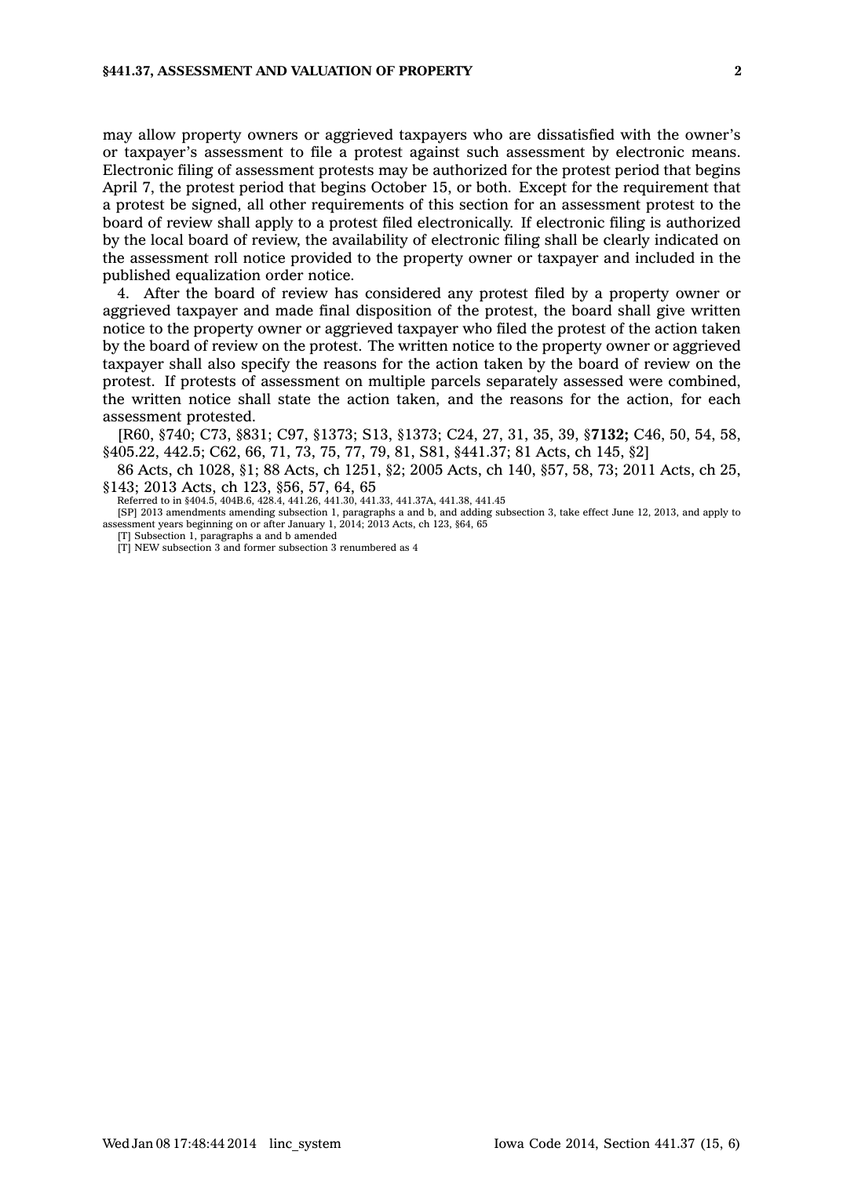may allow property owners or aggrieved taxpayers who are dissatisfied with the owner's or taxpayer's assessment to file a protest against such assessment by electronic means. Electronic filing of assessment protests may be authorized for the protest period that begins April 7, the protest period that begins October 15, or both. Except for the requirement that a protest be signed, all other requirements of this section for an assessment protest to the board of review shall apply to a protest filed electronically. If electronic filing is authorized by the local board of review, the availability of electronic filing shall be clearly indicated on the assessment roll notice provided to the property owner or taxpayer and included in the published equalization order notice.

4. After the board of review has considered any protest filed by a property owner or aggrieved taxpayer and made final disposition of the protest, the board shall give written notice to the property owner or aggrieved taxpayer who filed the protest of the action taken by the board of review on the protest. The written notice to the property owner or aggrieved taxpayer shall also specify the reasons for the action taken by the board of review on the protest. If protests of assessment on multiple parcels separately assessed were combined, the written notice shall state the action taken, and the reasons for the action, for each assessment protested.

[R60, §740; C73, §831; C97, §1373; S13, §1373; C24, 27, 31, 35, 39, §**7132;** C46, 50, 54, 58, §405.22, 442.5; C62, 66, 71, 73, 75, 77, 79, 81, S81, §441.37; 81 Acts, ch 145, §2]

86 Acts, ch 1028, §1; 88 Acts, ch 1251, §2; 2005 Acts, ch 140, §57, 58, 73; 2011 Acts, ch 25, §143; 2013 Acts, ch 123, §56, 57, 64, 65

Referred to in §404.5, 404B.6, 428.4, 441.26, 441.30, 441.33, 441.37A, 441.38, 441.45

[SP] 2013 amendments amending subsection 1, paragraphs a and b, and adding subsection 3, take effect June 12, 2013, and apply to assessment years beginning on or after January 1, 2014; 2013 Acts, ch 123, §64, 65

[T] Subsection 1, paragraphs a and b amended

[T] NEW subsection 3 and former subsection 3 renumbered as 4